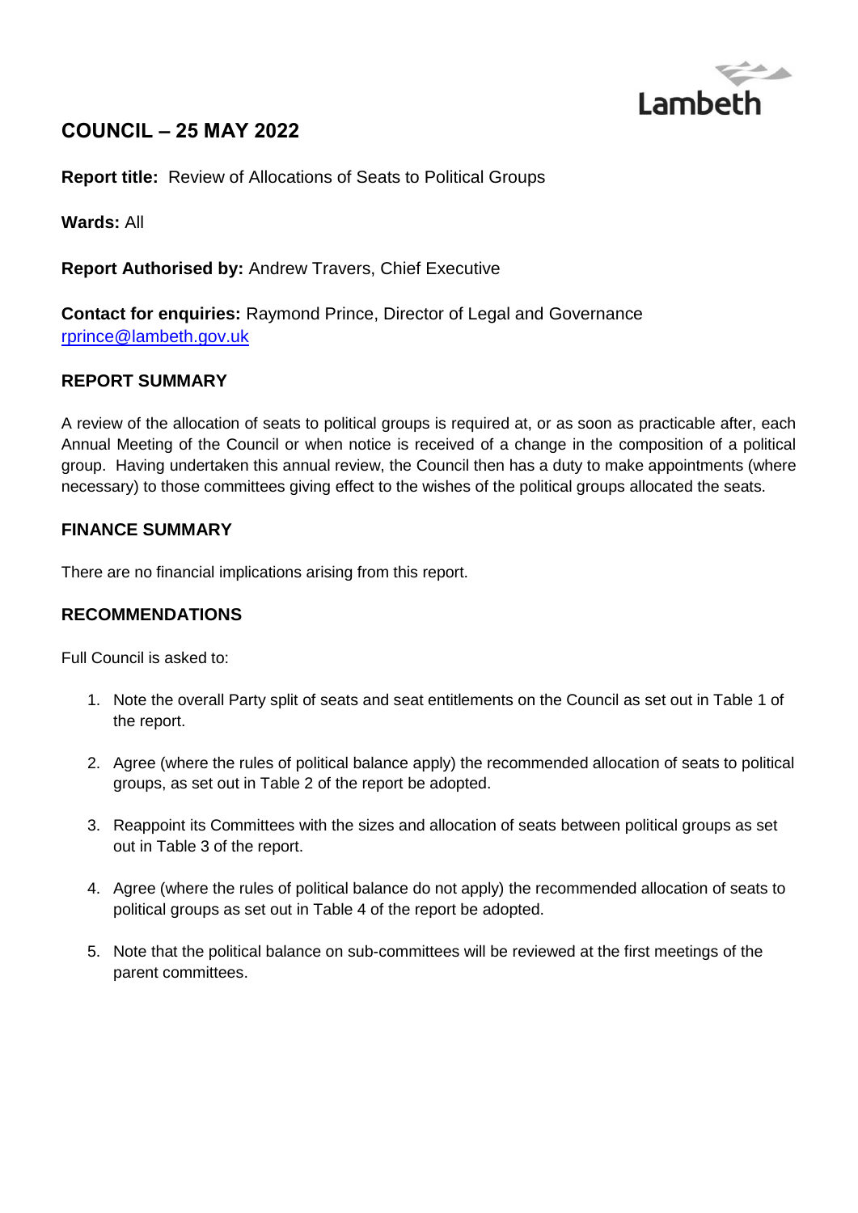Lambeth

# COUNCIL – 25 MAY 2022

**Report title:** Review of Allocations of Seats to Political Groups

**Wards:** All

**Report Authorised by:** Andrew Travers, Chief Executive

**Contact for enquiries:** Raymond Prince, Director of Legal and Governance
rprince@lambeth.gov.uk

## REPORT SUMMARY

A review of the allocation of seats to political groups is required at, or as soon as practicable after, each Annual Meeting of the Council or when notice is received of a change in the composition of a political group. Having undertaken this annual review, the Council then has a duty to make appointments (where necessary) to those committees giving effect to the wishes of the political groups allocated the seats.

## FINANCE SUMMARY

There are no financial implications arising from this report.

## RECOMMENDATIONS

Full Council is asked to:

1. Note the overall Party split of seats and seat entitlements on the Council as set out in Table 1 of the report.
2. Agree (where the rules of political balance apply) the recommended allocation of seats to political groups, as set out in Table 2 of the report be adopted.
3. Reappoint its Committees with the sizes and allocation of seats between political groups as set out in Table 3 of the report.
4. Agree (where the rules of political balance do not apply) the recommended allocation of seats to political groups as set out in Table 4 of the report be adopted.
5. Note that the political balance on sub-committees will be reviewed at the first meetings of the parent committees.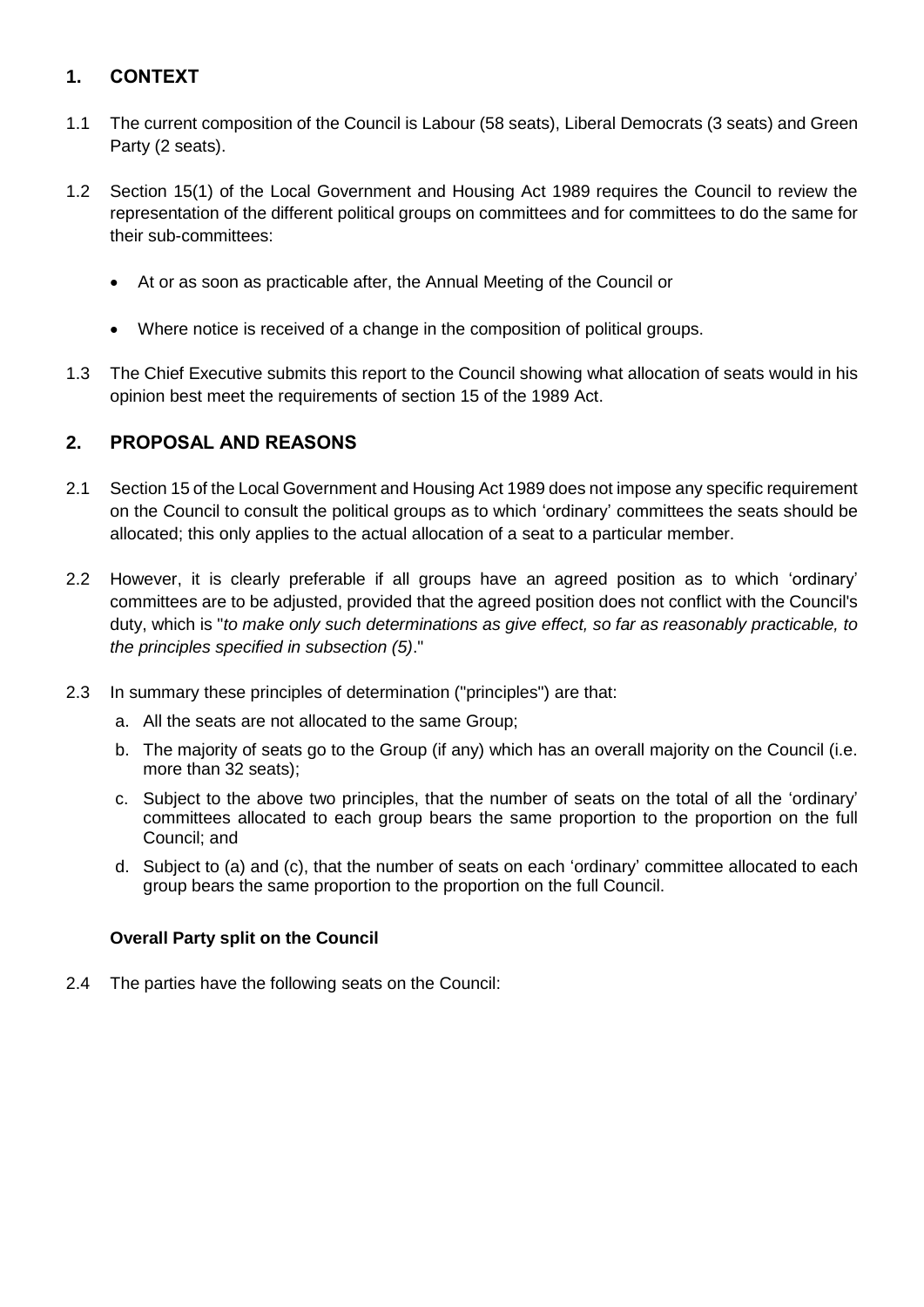## 1. CONTEXT

1.1 The current composition of the Council is Labour (58 seats), Liberal Democrats (3 seats) and Green Party (2 seats).

1.2 Section 15(1) of the Local Government and Housing Act 1989 requires the Council to review the representation of the different political groups on committees and for committees to do the same for their sub-committees:

- At or as soon as practicable after, the Annual Meeting of the Council or
- Where notice is received of a change in the composition of political groups.

1.3 The Chief Executive submits this report to the Council showing what allocation of seats would in his opinion best meet the requirements of section 15 of the 1989 Act.

## 2. PROPOSAL AND REASONS

2.1 Section 15 of the Local Government and Housing Act 1989 does not impose any specific requirement on the Council to consult the political groups as to which 'ordinary' committees the seats should be allocated; this only applies to the actual allocation of a seat to a particular member.

2.2 However, it is clearly preferable if all groups have an agreed position as to which 'ordinary' committees are to be adjusted, provided that the agreed position does not conflict with the Council's duty, which is "*to make only such determinations as give effect, so far as reasonably practicable, to the principles specified in subsection (5)*."

2.3 In summary these principles of determination ("principles") are that:

a. All the seats are not allocated to the same Group;

b. The majority of seats go to the Group (if any) which has an overall majority on the Council (i.e. more than 32 seats);

c. Subject to the above two principles, that the number of seats on the total of all the 'ordinary' committees allocated to each group bears the same proportion to the proportion on the full Council; and

d. Subject to (a) and (c), that the number of seats on each 'ordinary' committee allocated to each group bears the same proportion to the proportion on the full Council.

**Overall Party split on the Council**

2.4 The parties have the following seats on the Council: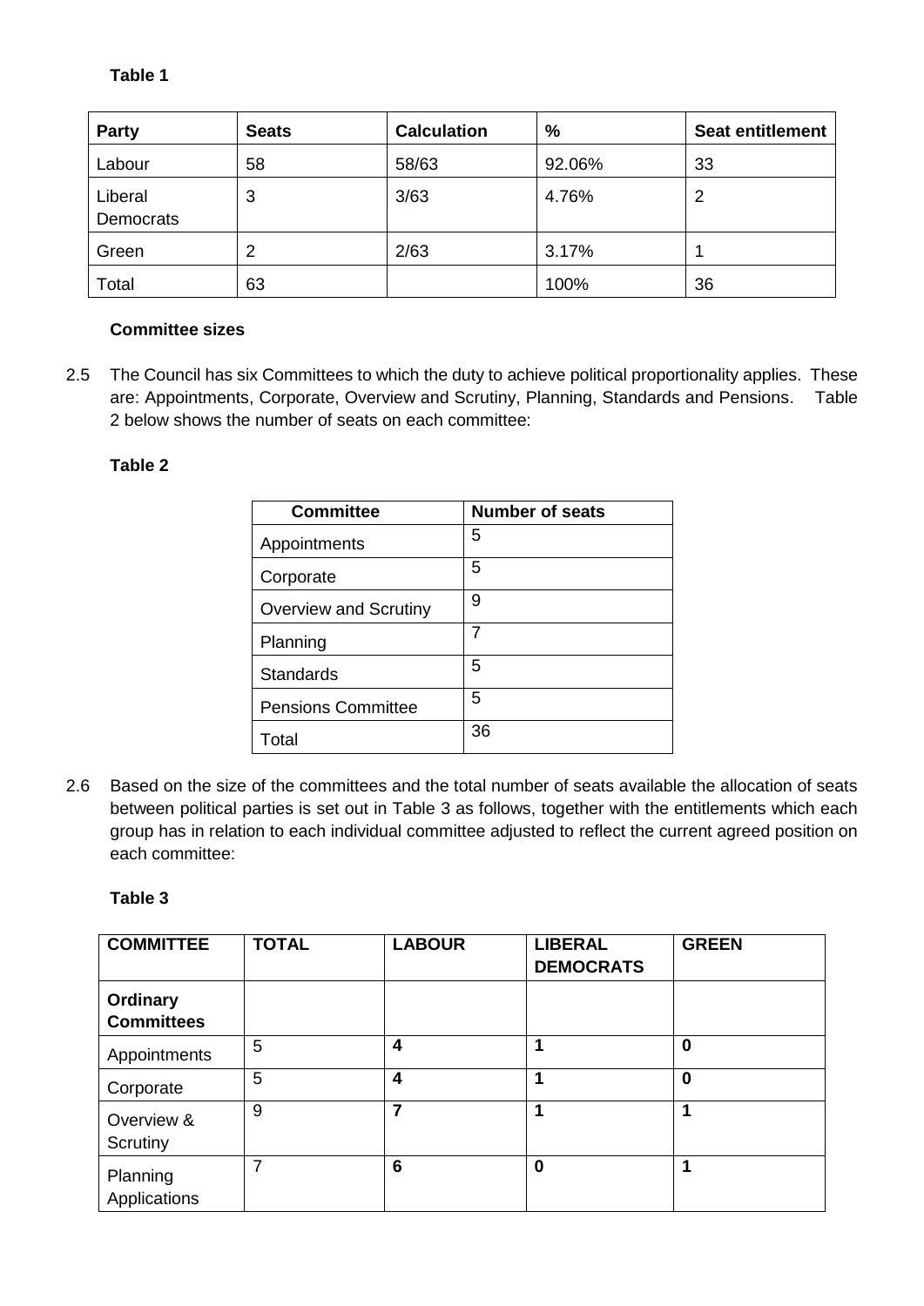**Table 1**

| Party | Seats | Calculation | % | Seat entitlement |
|---|---|---|---|---|
| Labour | 58 | 58/63 | 92.06% | 33 |
| Liberal Democrats | 3 | 3/63 | 4.76% | 2 |
| Green | 2 | 2/63 | 3.17% | 1 |
| Total | 63 | | 100% | 36 |

**Committee sizes**

2.5 The Council has six Committees to which the duty to achieve political proportionality applies. These are: Appointments, Corporate, Overview and Scrutiny, Planning, Standards and Pensions. Table 2 below shows the number of seats on each committee:

**Table 2**

| Committee | Number of seats |
|---|---|
| Appointments | 5 |
| Corporate | 5 |
| Overview and Scrutiny | 9 |
| Planning | 7 |
| Standards | 5 |
| Pensions Committee | 5 |
| Total | 36 |

2.6 Based on the size of the committees and the total number of seats available the allocation of seats between political parties is set out in Table 3 as follows, together with the entitlements which each group has in relation to each individual committee adjusted to reflect the current agreed position on each committee:

**Table 3**

| COMMITTEE | TOTAL | LABOUR | LIBERAL DEMOCRATS | GREEN |
|---|---|---|---|---|
| **Ordinary Committees** | | | | |
| Appointments | 5 | **4** | **1** | **0** |
| Corporate | 5 | **4** | **1** | **0** |
| Overview & Scrutiny | 9 | **7** | **1** | **1** |
| Planning Applications | 7 | **6** | **0** | **1** |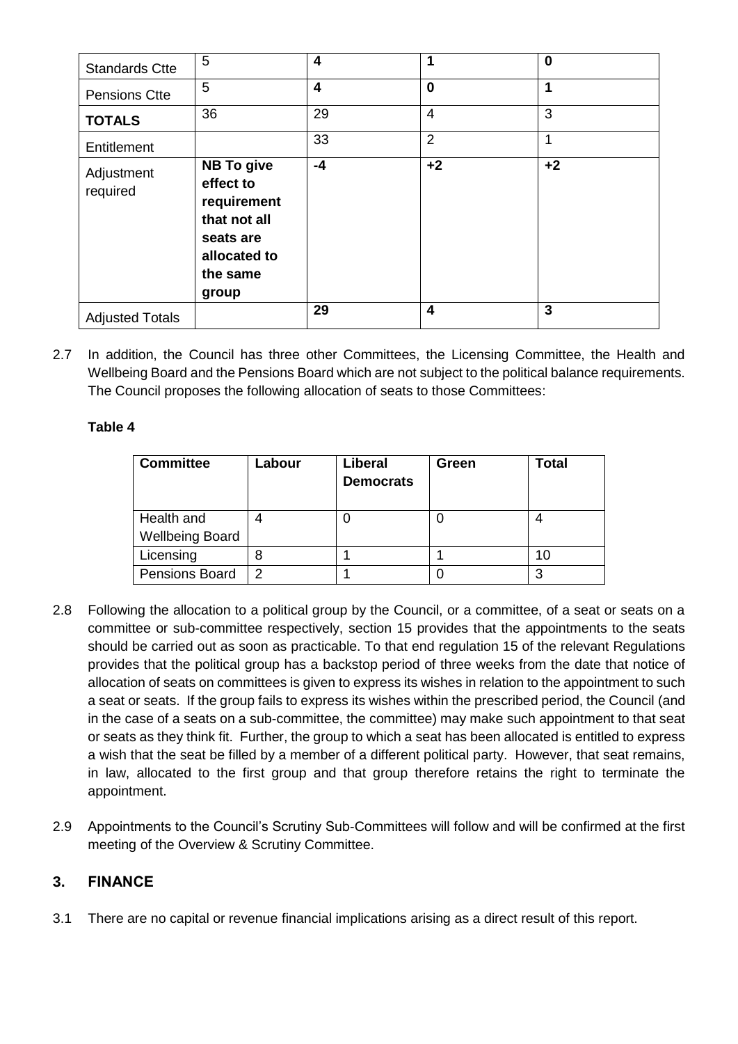| Standards Ctte | 5 | **4** | **1** | **0** |
|---|---|---|---|---|
| Pensions Ctte | 5 | **4** | **0** | **1** |
| **TOTALS** | 36 | 29 | 4 | 3 |
| Entitlement | | 33 | 2 | 1 |
| Adjustment required | **NB To give effect to requirement that not all seats are allocated to the same group** | **-4** | **+2** | **+2** |
| Adjusted Totals | | **29** | **4** | **3** |

2.7 In addition, the Council has three other Committees, the Licensing Committee, the Health and Wellbeing Board and the Pensions Board which are not subject to the political balance requirements. The Council proposes the following allocation of seats to those Committees:

**Table 4**

| **Committee** | **Labour** | **Liberal Democrats** | **Green** | **Total** |
|---|---|---|---|---|
| Health and Wellbeing Board | 4 | 0 | 0 | 4 |
| Licensing | 8 | 1 | 1 | 10 |
| Pensions Board | 2 | 1 | 0 | 3 |

2.8 Following the allocation to a political group by the Council, or a committee, of a seat or seats on a committee or sub-committee respectively, section 15 provides that the appointments to the seats should be carried out as soon as practicable. To that end regulation 15 of the relevant Regulations provides that the political group has a backstop period of three weeks from the date that notice of allocation of seats on committees is given to express its wishes in relation to the appointment to such a seat or seats. If the group fails to express its wishes within the prescribed period, the Council (and in the case of a seats on a sub-committee, the committee) may make such appointment to that seat or seats as they think fit. Further, the group to which a seat has been allocated is entitled to express a wish that the seat be filled by a member of a different political party. However, that seat remains, in law, allocated to the first group and that group therefore retains the right to terminate the appointment.

2.9 Appointments to the Council's Scrutiny Sub-Committees will follow and will be confirmed at the first meeting of the Overview & Scrutiny Committee.

## 3. FINANCE

3.1 There are no capital or revenue financial implications arising as a direct result of this report.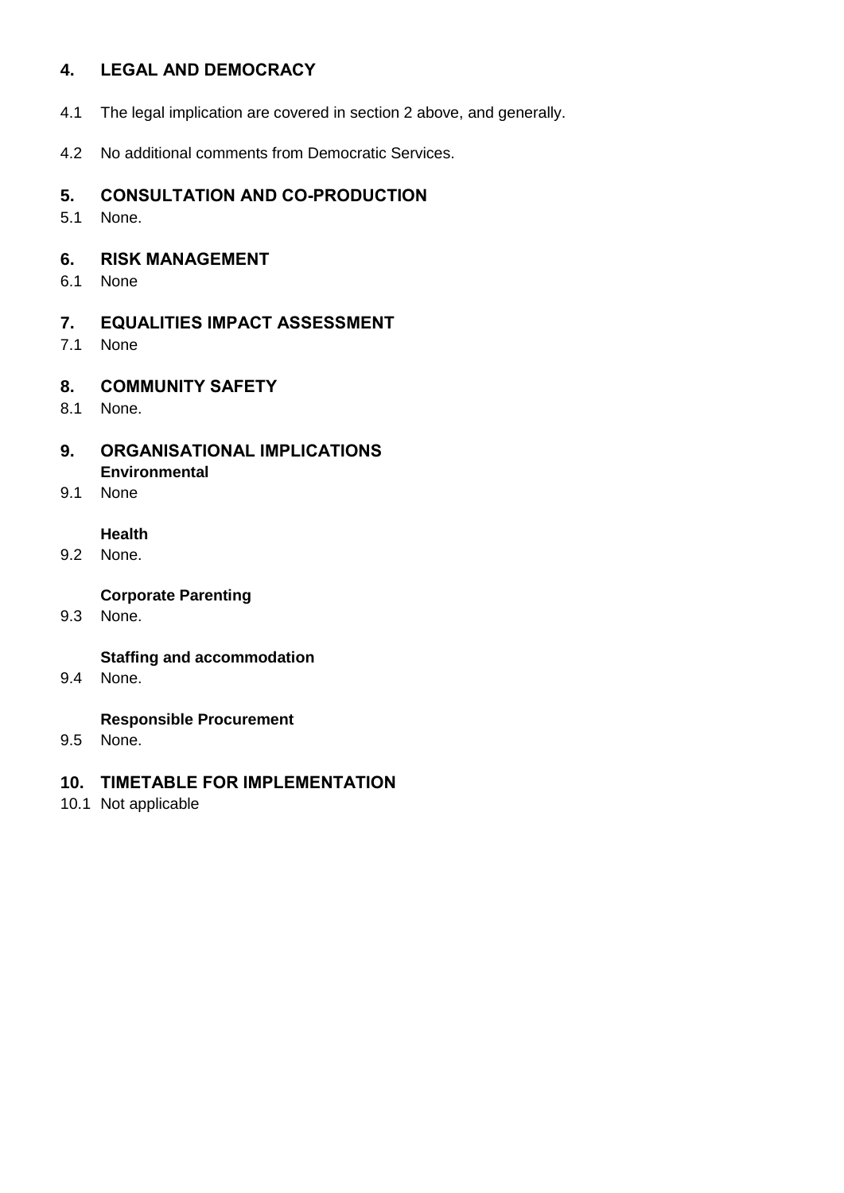## 4. LEGAL AND DEMOCRACY

4.1 The legal implication are covered in section 2 above, and generally.

4.2 No additional comments from Democratic Services.

## 5. CONSULTATION AND CO-PRODUCTION

5.1 None.

## 6. RISK MANAGEMENT

6.1 None

## 7. EQUALITIES IMPACT ASSESSMENT

7.1 None

## 8. COMMUNITY SAFETY

8.1 None.

## 9. ORGANISATIONAL IMPLICATIONS

**Environmental**

9.1 None

**Health**

9.2 None.

**Corporate Parenting**

9.3 None.

**Staffing and accommodation**

9.4 None.

**Responsible Procurement**

9.5 None.

## 10. TIMETABLE FOR IMPLEMENTATION

10.1 Not applicable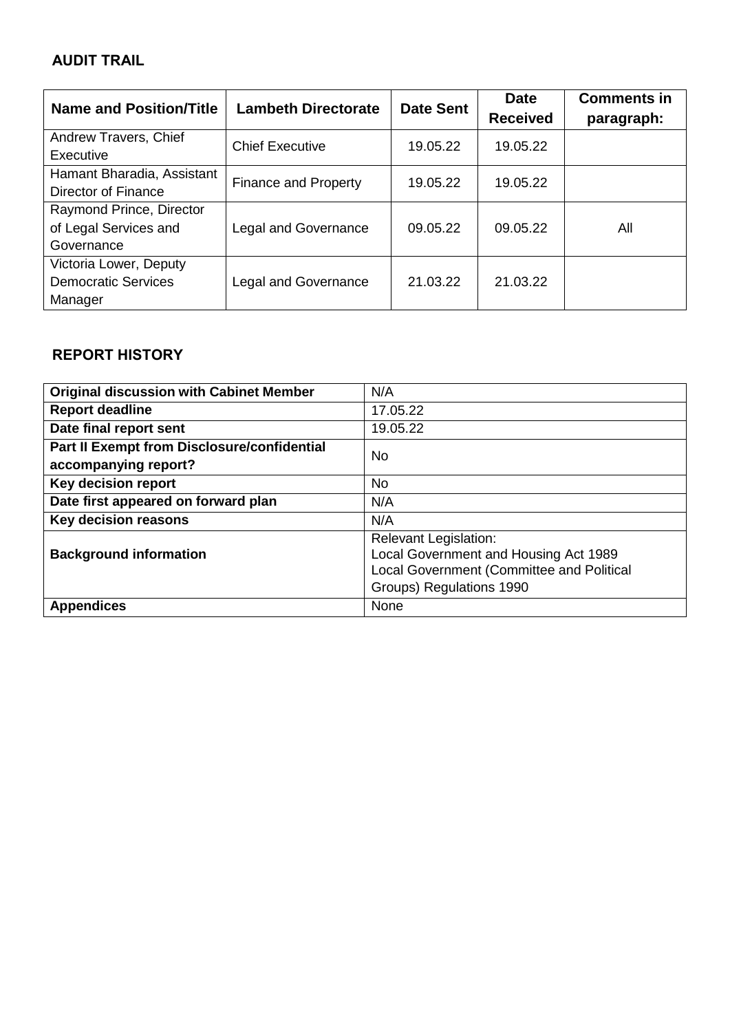## AUDIT TRAIL

| Name and Position/Title | Lambeth Directorate | Date Sent | Date Received | Comments in paragraph: |
|---|---|---|---|---|
| Andrew Travers, Chief Executive | Chief Executive | 19.05.22 | 19.05.22 | |
| Hamant Bharadia, Assistant Director of Finance | Finance and Property | 19.05.22 | 19.05.22 | |
| Raymond Prince, Director of Legal Services and Governance | Legal and Governance | 09.05.22 | 09.05.22 | All |
| Victoria Lower, Deputy Democratic Services Manager | Legal and Governance | 21.03.22 | 21.03.22 | |

## REPORT HISTORY

| | |
|---|---|
| **Original discussion with Cabinet Member** | N/A |
| **Report deadline** | 17.05.22 |
| **Date final report sent** | 19.05.22 |
| **Part II Exempt from Disclosure/confidential accompanying report?** | No |
| **Key decision report** | No |
| **Date first appeared on forward plan** | N/A |
| **Key decision reasons** | N/A |
| **Background information** | Relevant Legislation: Local Government and Housing Act 1989 Local Government (Committee and Political Groups) Regulations 1990 |
| **Appendices** | None |